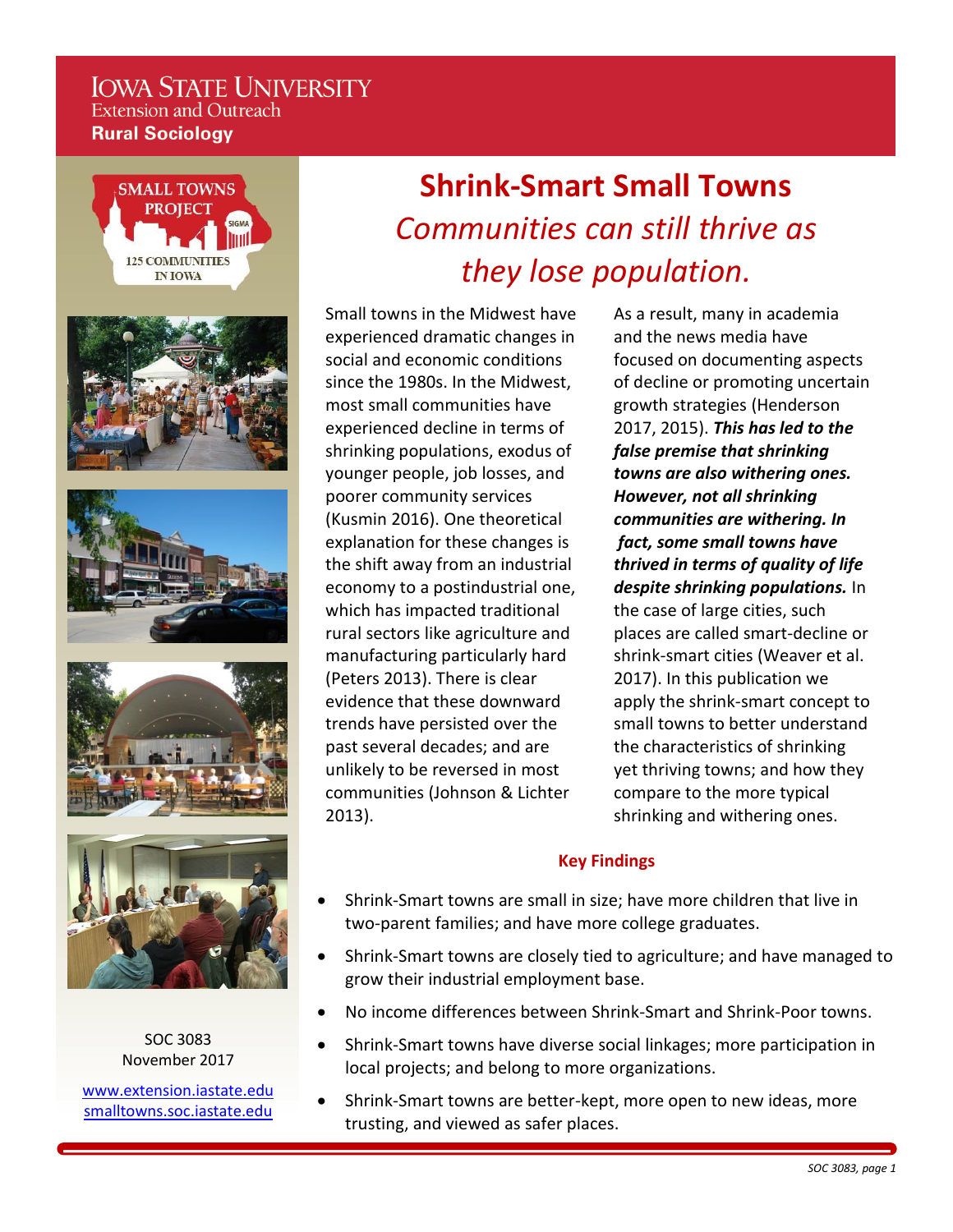IOWA STATE UNIVERSITY
Extension and Outreach
**Rural Sociology**

SMALL TOWNS PROJECT
125 COMMUNITIES IN IOWA

# Shrink-Smart Small Towns

## *Communities can still thrive as they lose population.*

Small towns in the Midwest have experienced dramatic changes in social and economic conditions since the 1980s. In the Midwest, most small communities have experienced decline in terms of shrinking populations, exodus of younger people, job losses, and poorer community services (Kusmin 2016). One theoretical explanation for these changes is the shift away from an industrial economy to a postindustrial one, which has impacted traditional rural sectors like agriculture and manufacturing particularly hard (Peters 2013). There is clear evidence that these downward trends have persisted over the past several decades; and are unlikely to be reversed in most communities (Johnson & Lichter 2013).

As a result, many in academia and the news media have focused on documenting aspects of decline or promoting uncertain growth strategies (Henderson 2017, 2015). ***This has led to the false premise that shrinking towns are also withering ones. However, not all shrinking communities are withering. In fact, some small towns have thrived in terms of quality of life despite shrinking populations.*** In the case of large cities, such places are called smart-decline or shrink-smart cities (Weaver et al. 2017). In this publication we apply the shrink-smart concept to small towns to better understand the characteristics of shrinking yet thriving towns; and how they compare to the more typical shrinking and withering ones.

### Key Findings

- Shrink-Smart towns are small in size; have more children that live in two-parent families; and have more college graduates.
- Shrink-Smart towns are closely tied to agriculture; and have managed to grow their industrial employment base.
- No income differences between Shrink-Smart and Shrink-Poor towns.
- Shrink-Smart towns have diverse social linkages; more participation in local projects; and belong to more organizations.
- Shrink-Smart towns are better-kept, more open to new ideas, more trusting, and viewed as safer places.

SOC 3083
November 2017

www.extension.iastate.edu
smalltowns.soc.iastate.edu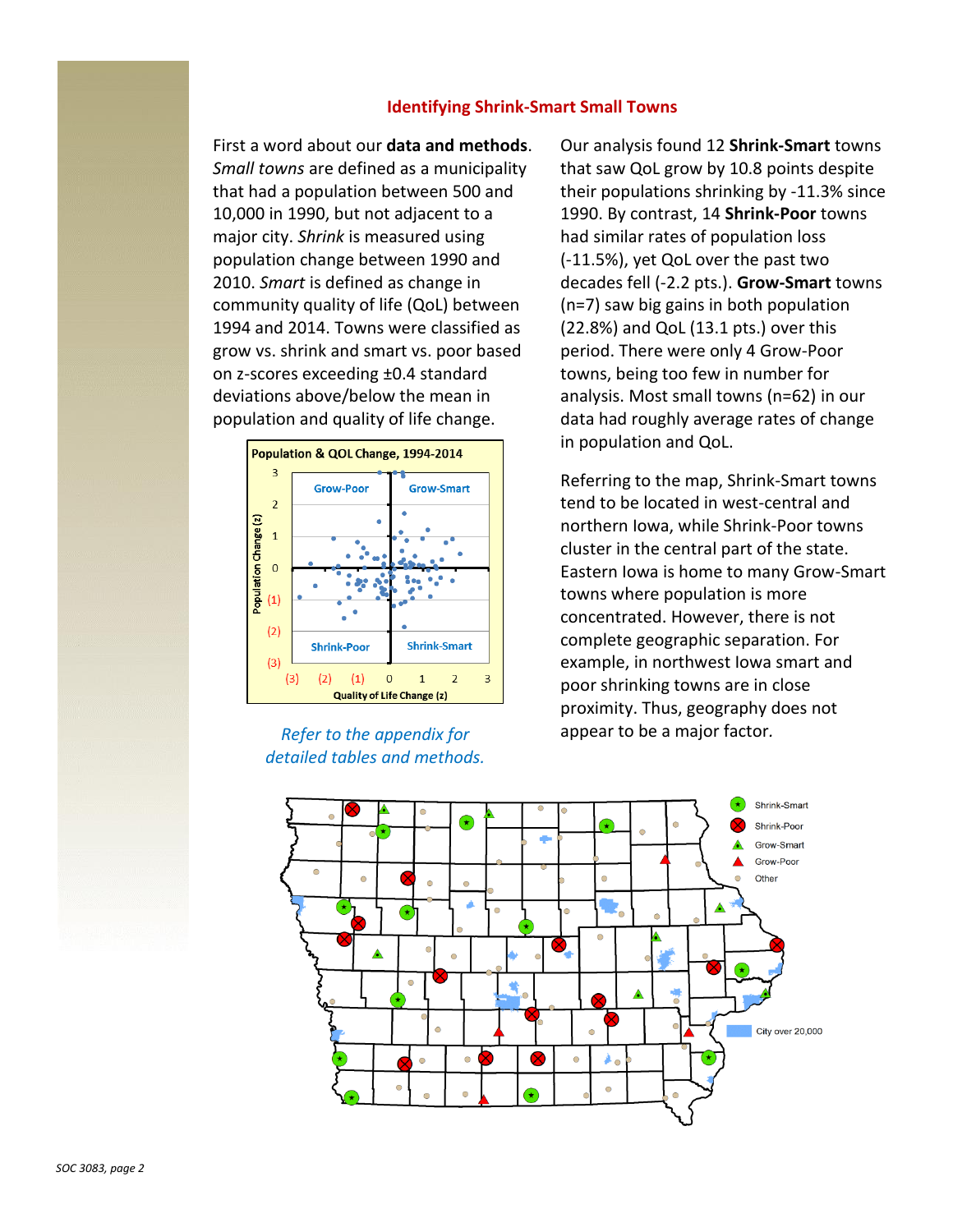## Identifying Shrink-Smart Small Towns

First a word about our **data and methods**. *Small towns* are defined as a municipality that had a population between 500 and 10,000 in 1990, but not adjacent to a major city. *Shrink* is measured using population change between 1990 and 2010. *Smart* is defined as change in community quality of life (QoL) between 1994 and 2014. Towns were classified as grow vs. shrink and smart vs. poor based on z-scores exceeding ±0.4 standard deviations above/below the mean in population and quality of life change.

*Refer to the appendix for detailed tables and methods.*

Our analysis found 12 **Shrink-Smart** towns that saw QoL grow by 10.8 points despite their populations shrinking by -11.3% since 1990. By contrast, 14 **Shrink-Poor** towns had similar rates of population loss (-11.5%), yet QoL over the past two decades fell (-2.2 pts.). **Grow-Smart** towns (n=7) saw big gains in both population (22.8%) and QoL (13.1 pts.) over this period. There were only 4 Grow-Poor towns, being too few in number for analysis. Most small towns (n=62) in our data had roughly average rates of change in population and QoL.

Referring to the map, Shrink-Smart towns tend to be located in west-central and northern Iowa, while Shrink-Poor towns cluster in the central part of the state. Eastern Iowa is home to many Grow-Smart towns where population is more concentrated. However, there is not complete geographic separation. For example, in northwest Iowa smart and poor shrinking towns are in close proximity. Thus, geography does not appear to be a major factor.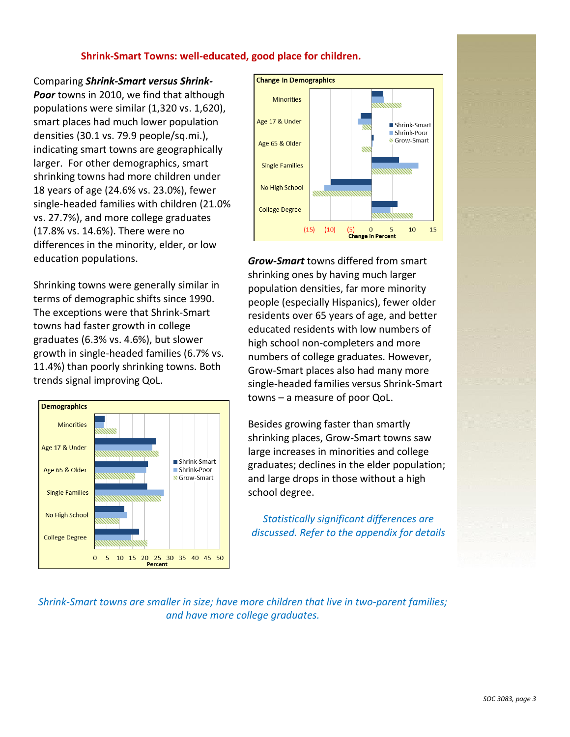## Shrink-Smart Towns: well-educated, good place for children.

Comparing ***Shrink-Smart versus Shrink-Poor*** towns in 2010, we find that although populations were similar (1,320 vs. 1,620), smart places had much lower population densities (30.1 vs. 79.9 people/sq.mi.), indicating smart towns are geographically larger. For other demographics, smart shrinking towns had more children under 18 years of age (24.6% vs. 23.0%), fewer single-headed families with children (21.0% vs. 27.7%), and more college graduates (17.8% vs. 14.6%). There were no differences in the minority, elder, or low education populations.

Shrinking towns were generally similar in terms of demographic shifts since 1990. The exceptions were that Shrink-Smart towns had faster growth in college graduates (6.3% vs. 4.6%), but slower growth in single-headed families (6.7% vs. 11.4%) than poorly shrinking towns. Both trends signal improving QoL.

**Demographics**

Minorities, Age 17 & Under, Age 65 & Older, Single Families, No High School, College Degree

Shrink-Smart, Shrink-Poor, Grow-Smart

0 5 10 15 20 25 30 35 40 45 50
Percent

**Change in Demographics**

Minorities, Age 17 & Under, Age 65 & Older, Single Families, No High School, College Degree

Shrink-Smart, Shrink-Poor, Grow-Smart

(15) (10) (5) 0 5 10 15
Change in Percent

***Grow-Smart*** towns differed from smart shrinking ones by having much larger population densities, far more minority people (especially Hispanics), fewer older residents over 65 years of age, and better educated residents with low numbers of high school non-completers and more numbers of college graduates. However, Grow-Smart places also had many more single-headed families versus Shrink-Smart towns – a measure of poor QoL.

Besides growing faster than smartly shrinking places, Grow-Smart towns saw large increases in minorities and college graduates; declines in the elder population; and large drops in those without a high school degree.

*Statistically significant differences are discussed. Refer to the appendix for details*

*Shrink-Smart towns are smaller in size; have more children that live in two-parent families; and have more college graduates.*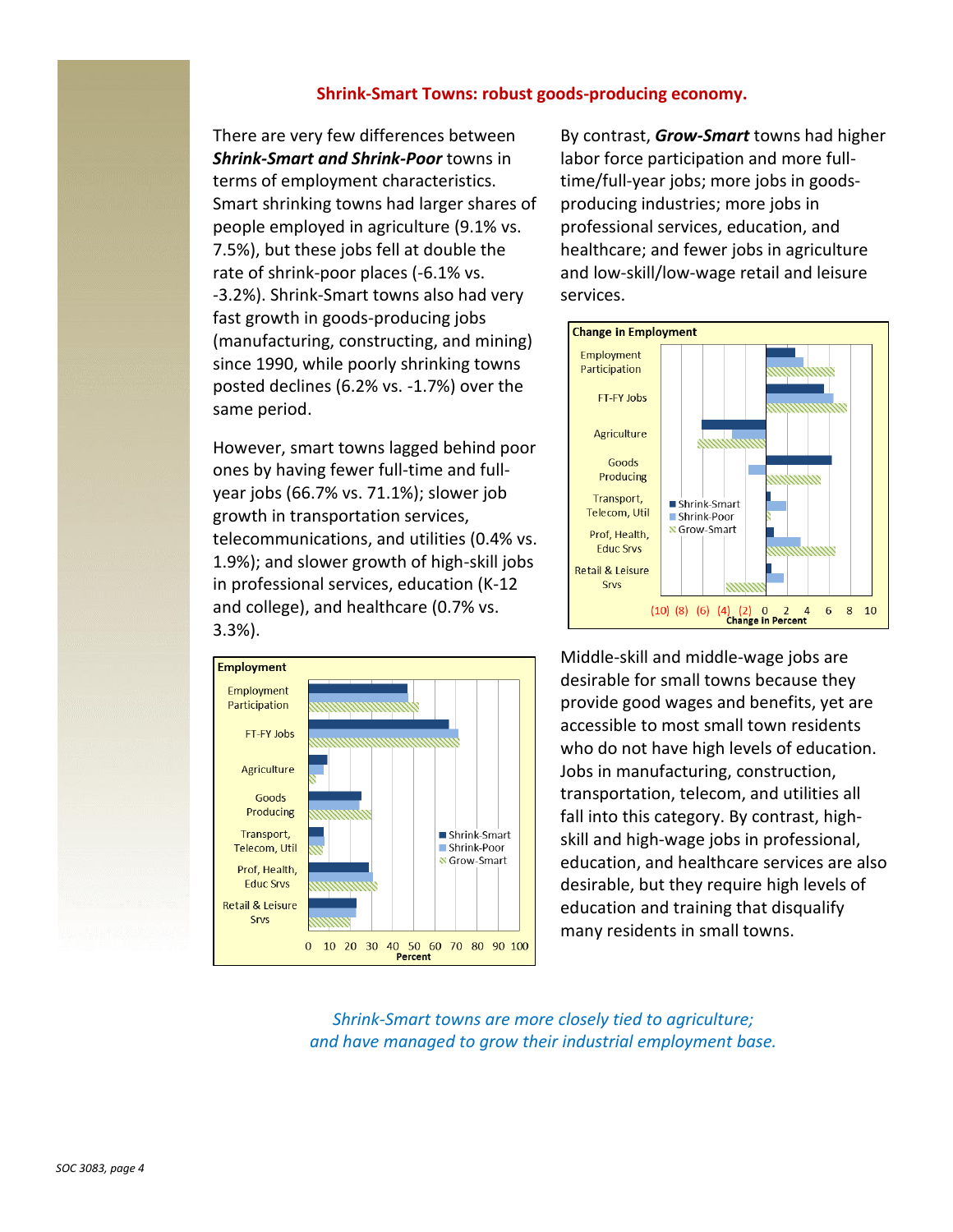## Shrink-Smart Towns: robust goods-producing economy.

There are very few differences between ***Shrink-Smart and Shrink-Poor*** towns in terms of employment characteristics. Smart shrinking towns had larger shares of people employed in agriculture (9.1% vs. 7.5%), but these jobs fell at double the rate of shrink-poor places (-6.1% vs. -3.2%). Shrink-Smart towns also had very fast growth in goods-producing jobs (manufacturing, constructing, and mining) since 1990, while poorly shrinking towns posted declines (6.2% vs. -1.7%) over the same period.

However, smart towns lagged behind poor ones by having fewer full-time and full-year jobs (66.7% vs. 71.1%); slower job growth in transportation services, telecommunications, and utilities (0.4% vs. 1.9%); and slower growth of high-skill jobs in professional services, education (K-12 and college), and healthcare (0.7% vs. 3.3%).

By contrast, ***Grow-Smart*** towns had higher labor force participation and more full-time/full-year jobs; more jobs in goods-producing industries; more jobs in professional services, education, and healthcare; and fewer jobs in agriculture and low-skill/low-wage retail and leisure services.

Middle-skill and middle-wage jobs are desirable for small towns because they provide good wages and benefits, yet are accessible to most small town residents who do not have high levels of education. Jobs in manufacturing, construction, transportation, telecom, and utilities all fall into this category. By contrast, high-skill and high-wage jobs in professional, education, and healthcare services are also desirable, but they require high levels of education and training that disqualify many residents in small towns.

*Shrink-Smart towns are more closely tied to agriculture; and have managed to grow their industrial employment base.*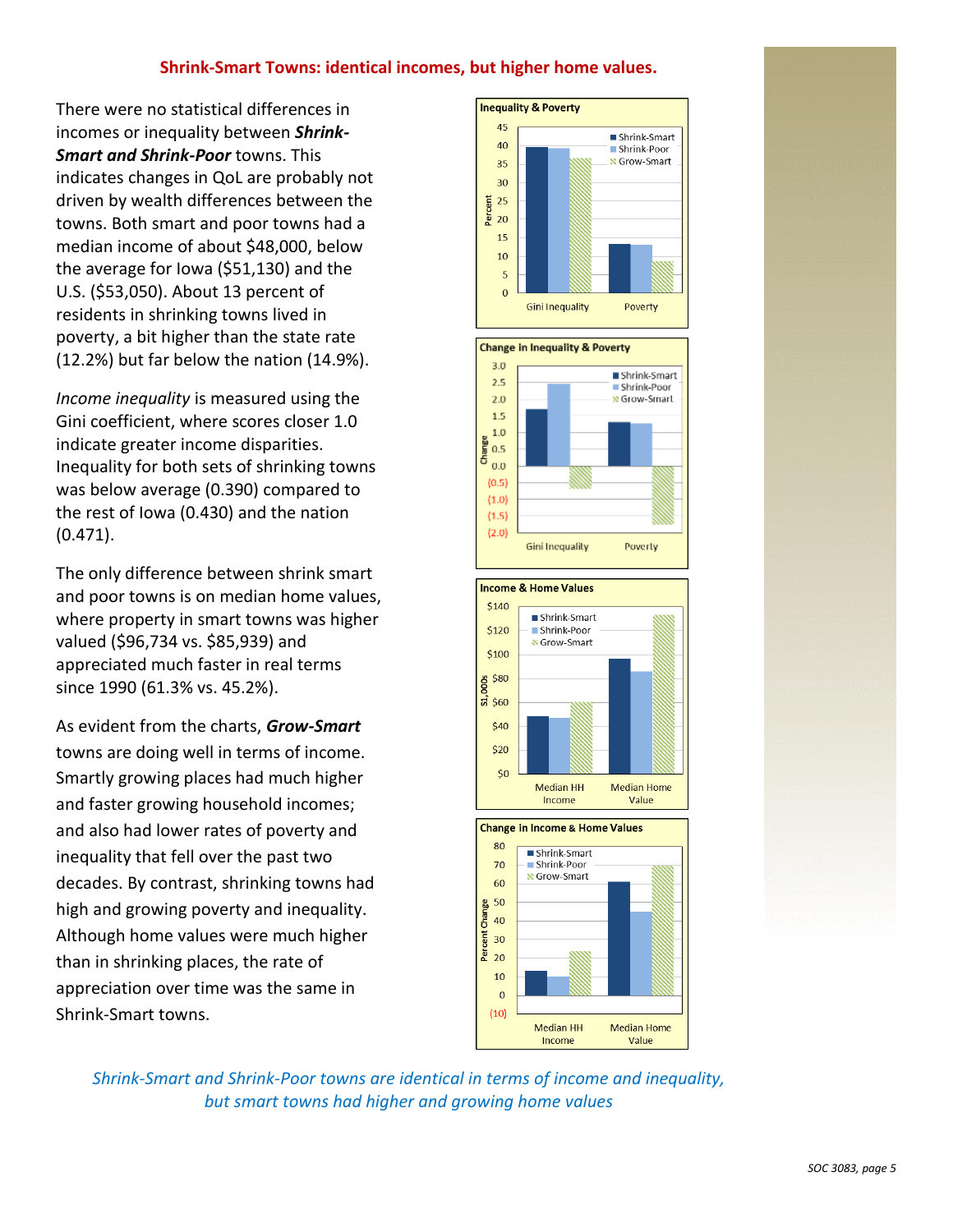## Shrink-Smart Towns: identical incomes, but higher home values.

There were no statistical differences in incomes or inequality between ***Shrink-Smart and Shrink-Poor*** towns. This indicates changes in QoL are probably not driven by wealth differences between the towns. Both smart and poor towns had a median income of about $48,000, below the average for Iowa ($51,130) and the U.S. ($53,050). About 13 percent of residents in shrinking towns lived in poverty, a bit higher than the state rate (12.2%) but far below the nation (14.9%).

*Income inequality* is measured using the Gini coefficient, where scores closer 1.0 indicate greater income disparities. Inequality for both sets of shrinking towns was below average (0.390) compared to the rest of Iowa (0.430) and the nation (0.471).

The only difference between shrink smart and poor towns is on median home values, where property in smart towns was higher valued ($96,734 vs. $85,939) and appreciated much faster in real terms since 1990 (61.3% vs. 45.2%).

As evident from the charts, ***Grow-Smart*** towns are doing well in terms of income. Smartly growing places had much higher and faster growing household incomes; and also had lower rates of poverty and inequality that fell over the past two decades. By contrast, shrinking towns had high and growing poverty and inequality. Although home values were much higher than in shrinking places, the rate of appreciation over time was the same in Shrink-Smart towns.

*Shrink-Smart and Shrink-Poor towns are identical in terms of income and inequality, but smart towns had higher and growing home values*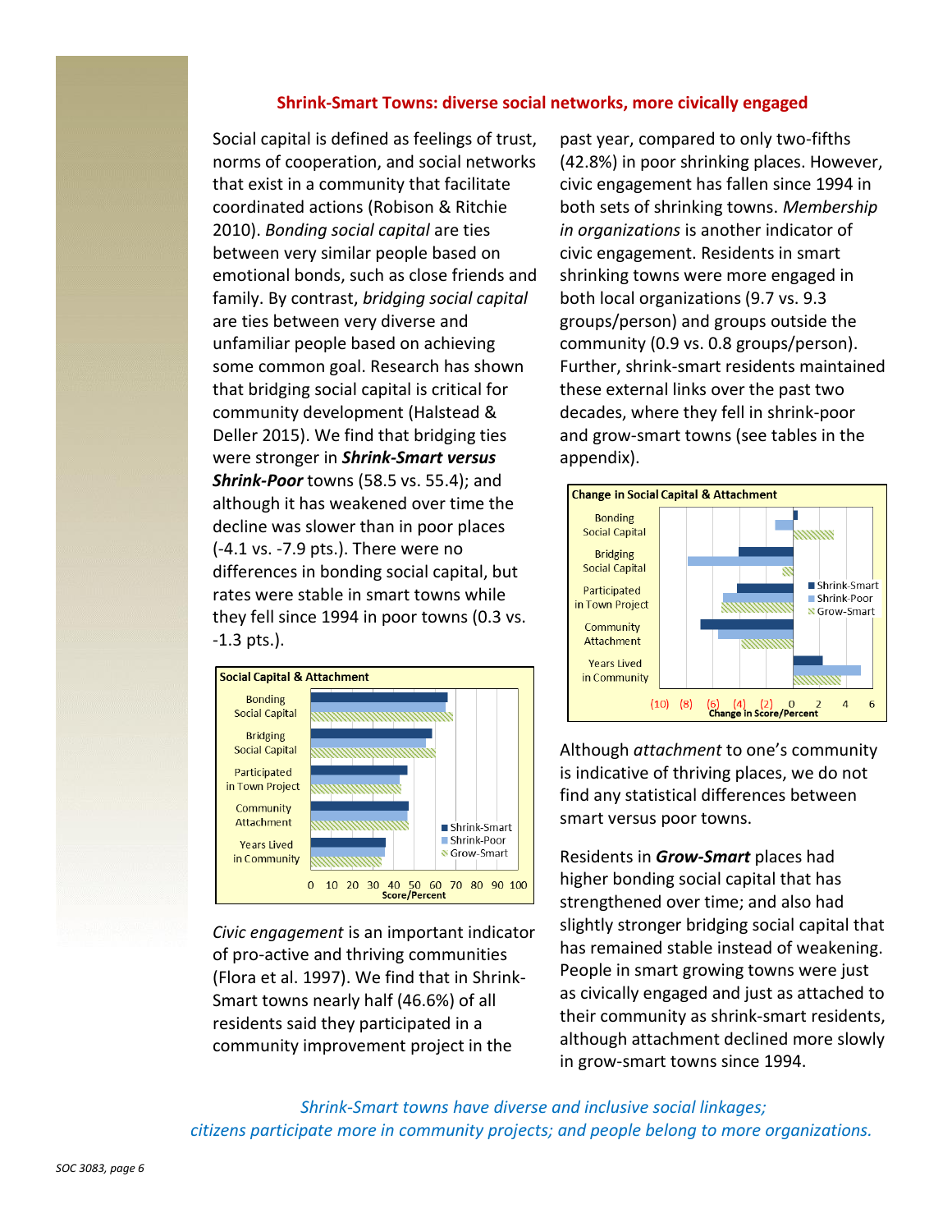## Shrink-Smart Towns: diverse social networks, more civically engaged

Social capital is defined as feelings of trust, norms of cooperation, and social networks that exist in a community that facilitate coordinated actions (Robison & Ritchie 2010). *Bonding social capital* are ties between very similar people based on emotional bonds, such as close friends and family. By contrast, *bridging social capital* are ties between very diverse and unfamiliar people based on achieving some common goal. Research has shown that bridging social capital is critical for community development (Halstead & Deller 2015). We find that bridging ties were stronger in ***Shrink-Smart versus Shrink-Poor*** towns (58.5 vs. 55.4); and although it has weakened over time the decline was slower than in poor places (-4.1 vs. -7.9 pts.). There were no differences in bonding social capital, but rates were stable in smart towns while they fell since 1994 in poor towns (0.3 vs. -1.3 pts.).

**Social Capital & Attachment**

Categories: Bonding Social Capital; Bridging Social Capital; Participated in Town Project; Community Attachment; Years Lived in Community. Series: Shrink-Smart, Shrink-Poor, Grow-Smart. Axis: Score/Percent (0–100).

*Civic engagement* is an important indicator of pro-active and thriving communities (Flora et al. 1997). We find that in Shrink-Smart towns nearly half (46.6%) of all residents said they participated in a community improvement project in the past year, compared to only two-fifths (42.8%) in poor shrinking places. However, civic engagement has fallen since 1994 in both sets of shrinking towns. *Membership in organizations* is another indicator of civic engagement. Residents in smart shrinking towns were more engaged in both local organizations (9.7 vs. 9.3 groups/person) and groups outside the community (0.9 vs. 0.8 groups/person). Further, shrink-smart residents maintained these external links over the past two decades, where they fell in shrink-poor and grow-smart towns (see tables in the appendix).

**Change in Social Capital & Attachment**

Categories: Bonding Social Capital; Bridging Social Capital; Participated in Town Project; Community Attachment; Years Lived in Community. Series: Shrink-Smart, Shrink-Poor, Grow-Smart. Axis: Change in Score/Percent ((10) to 6).

Although *attachment* to one's community is indicative of thriving places, we do not find any statistical differences between smart versus poor towns.

Residents in ***Grow-Smart*** places had higher bonding social capital that has strengthened over time; and also had slightly stronger bridging social capital that has remained stable instead of weakening. People in smart growing towns were just as civically engaged and just as attached to their community as shrink-smart residents, although attachment declined more slowly in grow-smart towns since 1994.

*Shrink-Smart towns have diverse and inclusive social linkages; citizens participate more in community projects; and people belong to more organizations.*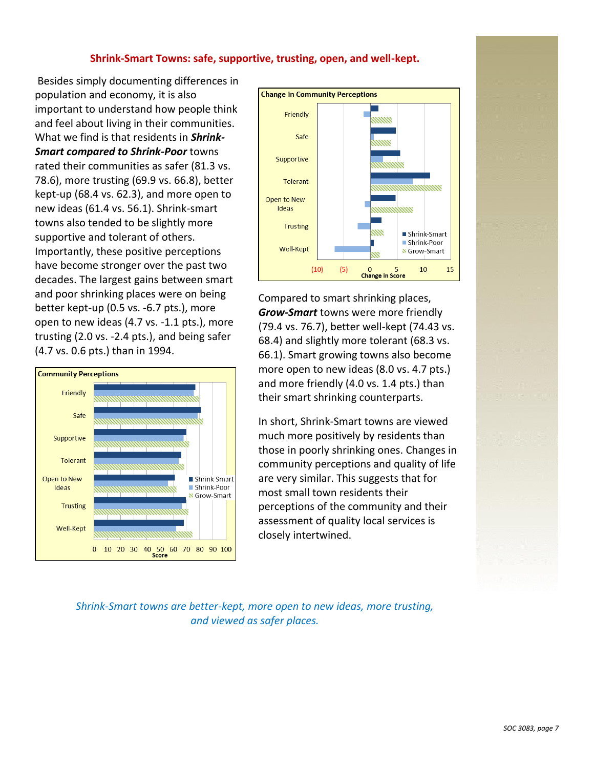## Shrink-Smart Towns: safe, supportive, trusting, open, and well-kept.

Besides simply documenting differences in population and economy, it is also important to understand how people think and feel about living in their communities. What we find is that residents in ***Shrink-Smart compared to Shrink-Poor*** towns rated their communities as safer (81.3 vs. 78.6), more trusting (69.9 vs. 66.8), better kept-up (68.4 vs. 62.3), and more open to new ideas (61.4 vs. 56.1). Shrink-smart towns also tended to be slightly more supportive and tolerant of others. Importantly, these positive perceptions have become stronger over the past two decades. The largest gains between smart and poor shrinking places were on being better kept-up (0.5 vs. -6.7 pts.), more open to new ideas (4.7 vs. -1.1 pts.), more trusting (2.0 vs. -2.4 pts.), and being safer (4.7 vs. 0.6 pts.) than in 1994.

**Community Perceptions**

Chart categories: Friendly, Safe, Supportive, Tolerant, Open to New Ideas, Trusting, Well-Kept. Series: Shrink-Smart, Shrink-Poor, Grow-Smart. Axis: Score (0 to 100).

**Change in Community Perceptions**

Chart categories: Friendly, Safe, Supportive, Tolerant, Open to New Ideas, Trusting, Well-Kept. Series: Shrink-Smart, Shrink-Poor, Grow-Smart. Axis: Change in Score ((10) to 15).

Compared to smart shrinking places, ***Grow-Smart*** towns were more friendly (79.4 vs. 76.7), better well-kept (74.43 vs. 68.4) and slightly more tolerant (68.3 vs. 66.1). Smart growing towns also become more open to new ideas (8.0 vs. 4.7 pts.) and more friendly (4.0 vs. 1.4 pts.) than their smart shrinking counterparts.

In short, Shrink-Smart towns are viewed much more positively by residents than those in poorly shrinking ones. Changes in community perceptions and quality of life are very similar. This suggests that for most small town residents their perceptions of the community and their assessment of quality local services is closely intertwined.

*Shrink-Smart towns are better-kept, more open to new ideas, more trusting, and viewed as safer places.*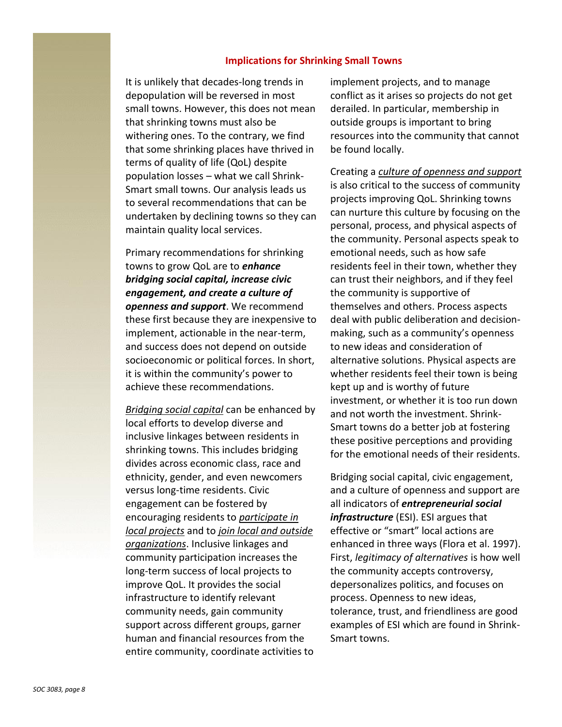## Implications for Shrinking Small Towns

It is unlikely that decades-long trends in depopulation will be reversed in most small towns. However, this does not mean that shrinking towns must also be withering ones. To the contrary, we find that some shrinking places have thrived in terms of quality of life (QoL) despite population losses – what we call Shrink-Smart small towns. Our analysis leads us to several recommendations that can be undertaken by declining towns so they can maintain quality local services.

Primary recommendations for shrinking towns to grow QoL are to ***enhance bridging social capital, increase civic engagement, and create a culture of openness and support***. We recommend these first because they are inexpensive to implement, actionable in the near-term, and success does not depend on outside socioeconomic or political forces. In short, it is within the community's power to achieve these recommendations.

*Bridging social capital* can be enhanced by local efforts to develop diverse and inclusive linkages between residents in shrinking towns. This includes bridging divides across economic class, race and ethnicity, gender, and even newcomers versus long-time residents. Civic engagement can be fostered by encouraging residents to *participate in local projects* and to *join local and outside organizations*. Inclusive linkages and community participation increases the long-term success of local projects to improve QoL. It provides the social infrastructure to identify relevant community needs, gain community support across different groups, garner human and financial resources from the entire community, coordinate activities to implement projects, and to manage conflict as it arises so projects do not get derailed. In particular, membership in outside groups is important to bring resources into the community that cannot be found locally.

Creating a *culture of openness and support* is also critical to the success of community projects improving QoL. Shrinking towns can nurture this culture by focusing on the personal, process, and physical aspects of the community. Personal aspects speak to emotional needs, such as how safe residents feel in their town, whether they can trust their neighbors, and if they feel the community is supportive of themselves and others. Process aspects deal with public deliberation and decision-making, such as a community's openness to new ideas and consideration of alternative solutions. Physical aspects are whether residents feel their town is being kept up and is worthy of future investment, or whether it is too run down and not worth the investment. Shrink-Smart towns do a better job at fostering these positive perceptions and providing for the emotional needs of their residents.

Bridging social capital, civic engagement, and a culture of openness and support are all indicators of ***entrepreneurial social infrastructure*** (ESI). ESI argues that effective or "smart" local actions are enhanced in three ways (Flora et al. 1997). First, *legitimacy of alternatives* is how well the community accepts controversy, depersonalizes politics, and focuses on process. Openness to new ideas, tolerance, trust, and friendliness are good examples of ESI which are found in Shrink-Smart towns.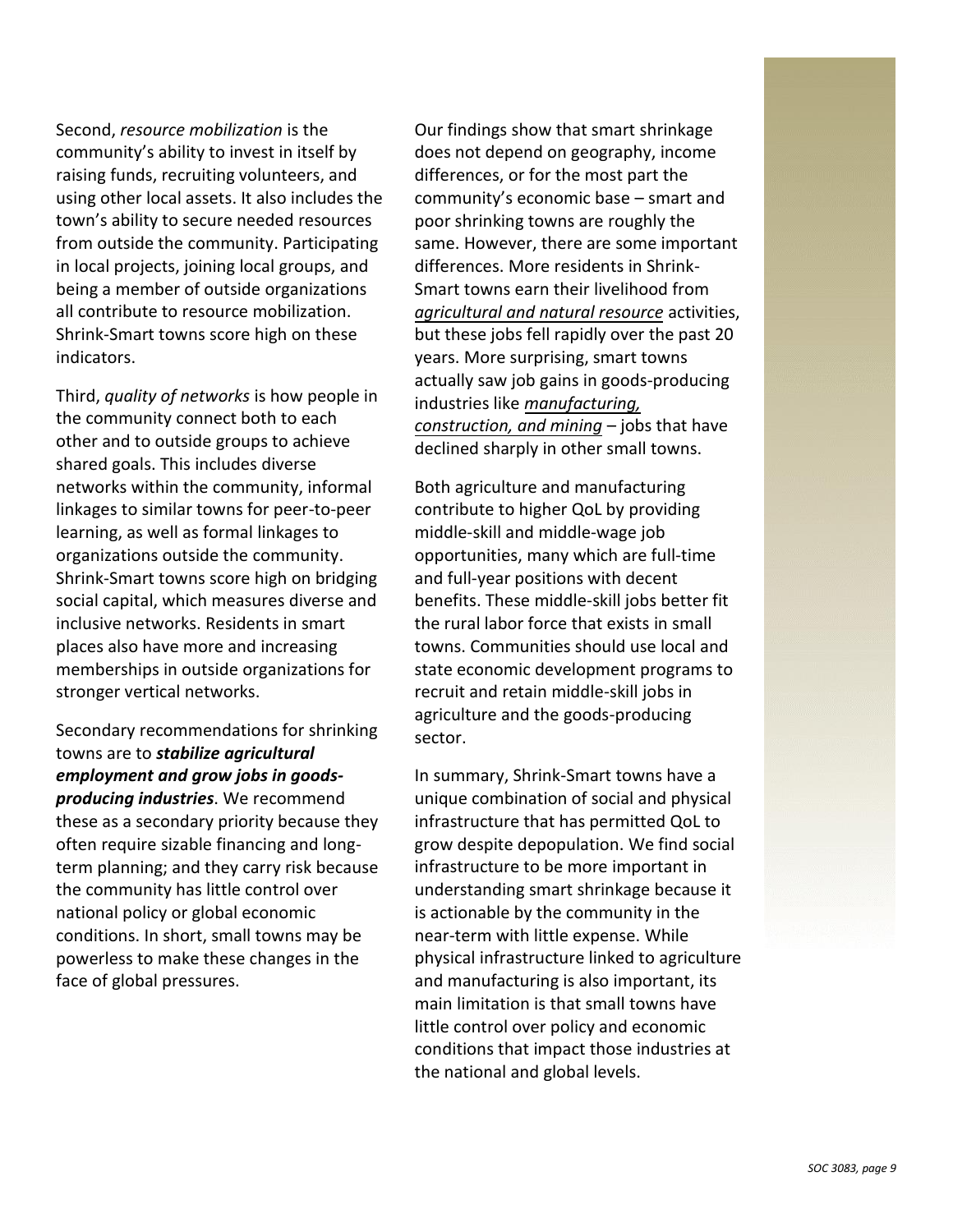Second, *resource mobilization* is the community's ability to invest in itself by raising funds, recruiting volunteers, and using other local assets. It also includes the town's ability to secure needed resources from outside the community. Participating in local projects, joining local groups, and being a member of outside organizations all contribute to resource mobilization. Shrink-Smart towns score high on these indicators.

Third, *quality of networks* is how people in the community connect both to each other and to outside groups to achieve shared goals. This includes diverse networks within the community, informal linkages to similar towns for peer-to-peer learning, as well as formal linkages to organizations outside the community. Shrink-Smart towns score high on bridging social capital, which measures diverse and inclusive networks. Residents in smart places also have more and increasing memberships in outside organizations for stronger vertical networks.

Secondary recommendations for shrinking towns are to ***stabilize agricultural employment and grow jobs in goods-producing industries***. We recommend these as a secondary priority because they often require sizable financing and long-term planning; and they carry risk because the community has little control over national policy or global economic conditions. In short, small towns may be powerless to make these changes in the face of global pressures.

Our findings show that smart shrinkage does not depend on geography, income differences, or for the most part the community's economic base – smart and poor shrinking towns are roughly the same. However, there are some important differences. More residents in Shrink-Smart towns earn their livelihood from *agricultural and natural resource* activities, but these jobs fell rapidly over the past 20 years. More surprising, smart towns actually saw job gains in goods-producing industries like *manufacturing, construction, and mining* – jobs that have declined sharply in other small towns.

Both agriculture and manufacturing contribute to higher QoL by providing middle-skill and middle-wage job opportunities, many which are full-time and full-year positions with decent benefits. These middle-skill jobs better fit the rural labor force that exists in small towns. Communities should use local and state economic development programs to recruit and retain middle-skill jobs in agriculture and the goods-producing sector.

In summary, Shrink-Smart towns have a unique combination of social and physical infrastructure that has permitted QoL to grow despite depopulation. We find social infrastructure to be more important in understanding smart shrinkage because it is actionable by the community in the near-term with little expense. While physical infrastructure linked to agriculture and manufacturing is also important, its main limitation is that small towns have little control over policy and economic conditions that impact those industries at the national and global levels.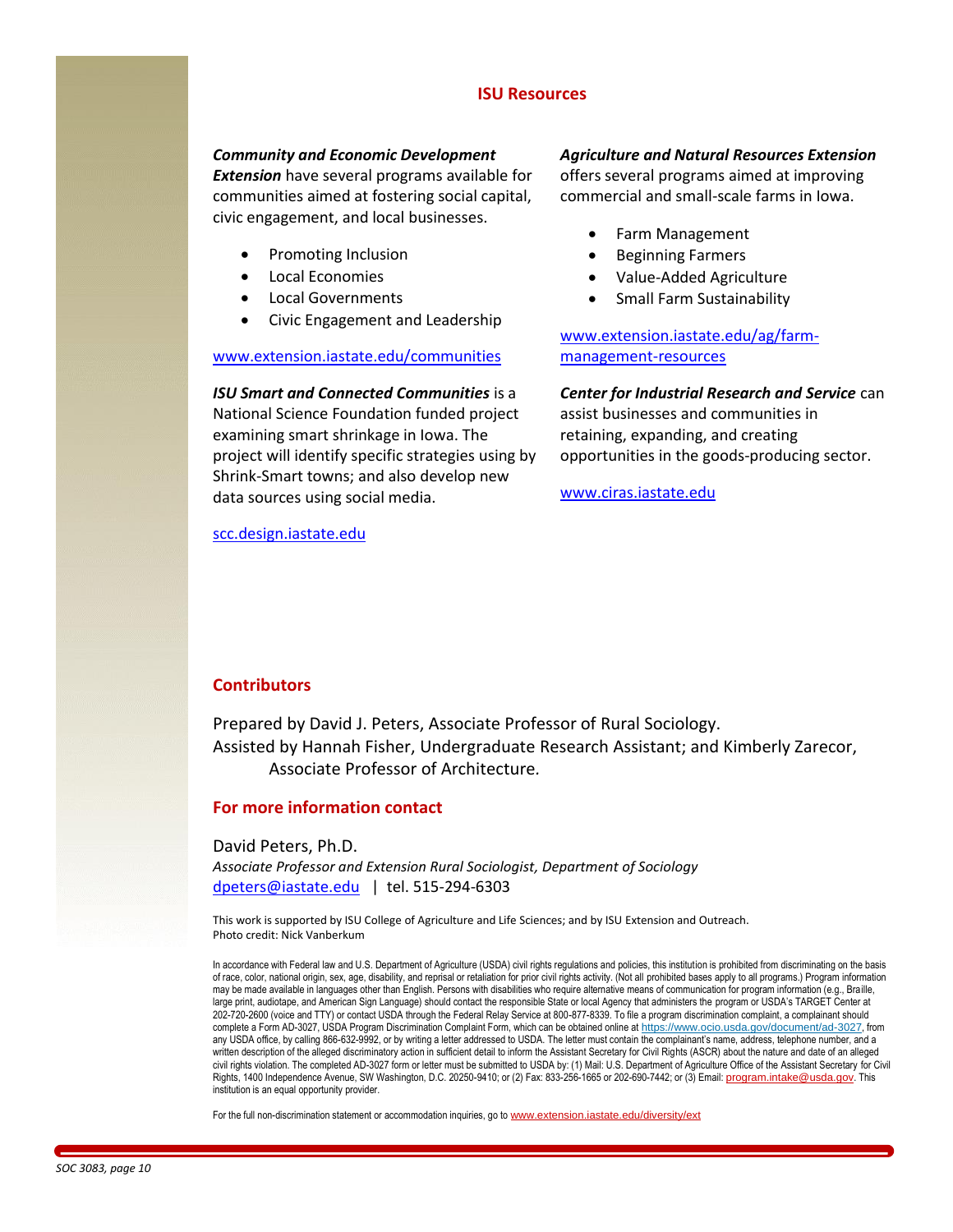## ISU Resources

***Community and Economic Development Extension*** have several programs available for communities aimed at fostering social capital, civic engagement, and local businesses.

- Promoting Inclusion
- Local Economies
- Local Governments
- Civic Engagement and Leadership

www.extension.iastate.edu/communities

***ISU Smart and Connected Communities*** is a National Science Foundation funded project examining smart shrinkage in Iowa. The project will identify specific strategies using by Shrink-Smart towns; and also develop new data sources using social media.

scc.design.iastate.edu

***Agriculture and Natural Resources Extension*** offers several programs aimed at improving commercial and small-scale farms in Iowa.

- Farm Management
- Beginning Farmers
- Value-Added Agriculture
- Small Farm Sustainability

www.extension.iastate.edu/ag/farm-management-resources

***Center for Industrial Research and Service*** can assist businesses and communities in retaining, expanding, and creating opportunities in the goods-producing sector.

www.ciras.iastate.edu

## Contributors

Prepared by David J. Peters, Associate Professor of Rural Sociology.
Assisted by Hannah Fisher, Undergraduate Research Assistant; and Kimberly Zarecor, Associate Professor of Architecture.

## For more information contact

David Peters, Ph.D.
*Associate Professor and Extension Rural Sociologist, Department of Sociology*
dpeters@iastate.edu | tel. 515-294-6303

This work is supported by ISU College of Agriculture and Life Sciences; and by ISU Extension and Outreach.
Photo credit: Nick Vanberkum

In accordance with Federal law and U.S. Department of Agriculture (USDA) civil rights regulations and policies, this institution is prohibited from discriminating on the basis of race, color, national origin, sex, age, disability, and reprisal or retaliation for prior civil rights activity. (Not all prohibited bases apply to all programs.) Program information may be made available in languages other than English. Persons with disabilities who require alternative means of communication for program information (e.g., Braille, large print, audiotape, and American Sign Language) should contact the responsible State or local Agency that administers the program or USDA's TARGET Center at 202-720-2600 (voice and TTY) or contact USDA through the Federal Relay Service at 800-877-8339. To file a program discrimination complaint, a complainant should complete a Form AD-3027, USDA Program Discrimination Complaint Form, which can be obtained online at https://www.ocio.usda.gov/document/ad-3027, from any USDA office, by calling 866-632-9992, or by writing a letter addressed to USDA. The letter must contain the complainant's name, address, telephone number, and a written description of the alleged discriminatory action in sufficient detail to inform the Assistant Secretary for Civil Rights (ASCR) about the nature and date of an alleged civil rights violation. The completed AD-3027 form or letter must be submitted to USDA by: (1) Mail: U.S. Department of Agriculture Office of the Assistant Secretary for Civil Rights, 1400 Independence Avenue, SW Washington, D.C. 20250-9410; or (2) Fax: 833-256-1665 or 202-690-7442; or (3) Email: program.intake@usda.gov. This institution is an equal opportunity provider.

For the full non-discrimination statement or accommodation inquiries, go to www.extension.iastate.edu/diversity/ext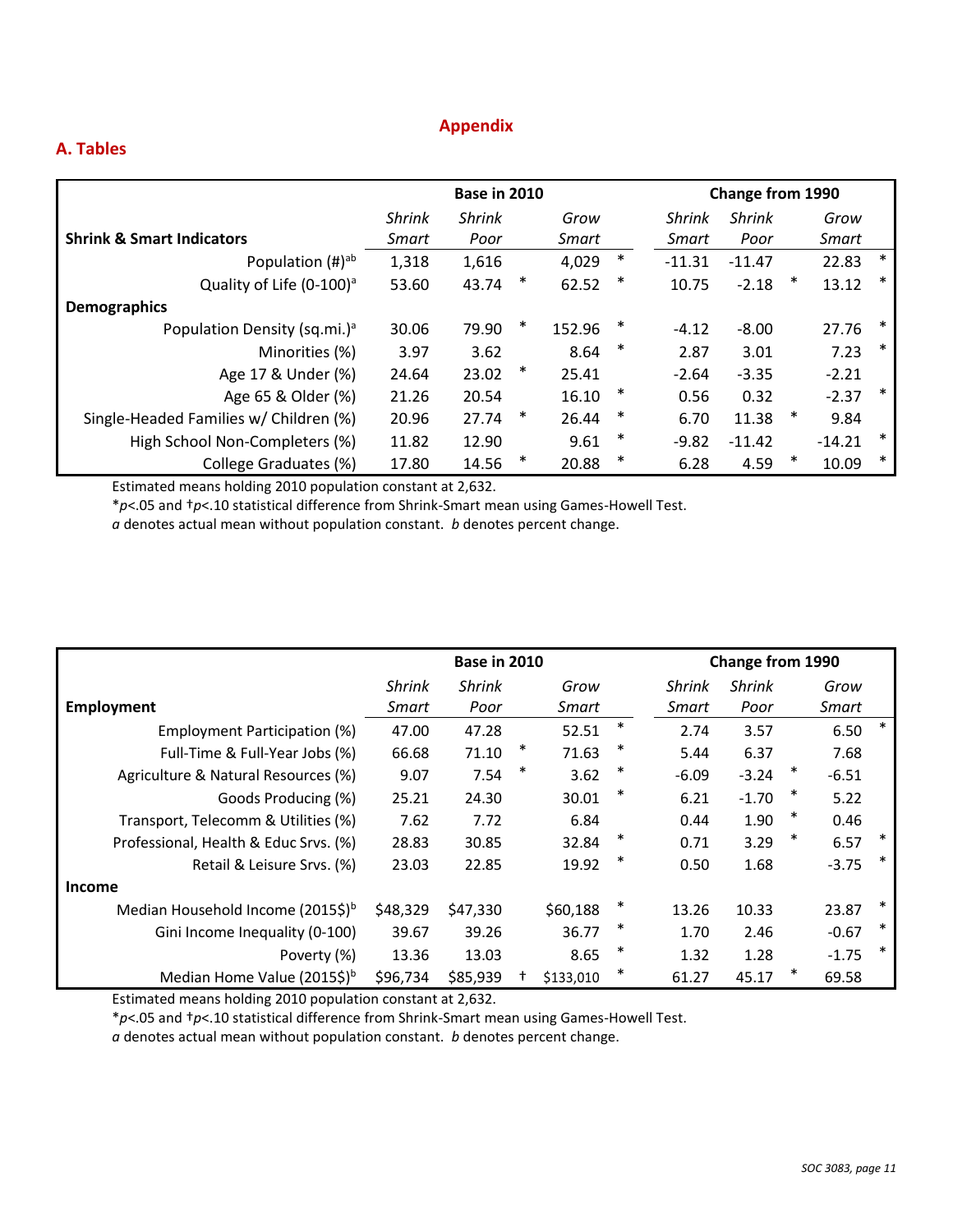# Appendix

## A. Tables

| Shrink & Smart Indicators | Base in 2010 Shrink Smart | Base in 2010 Shrink Poor | Base in 2010 Grow Smart | Change from 1990 Shrink Smart | Change from 1990 Shrink Poor | Change from 1990 Grow Smart |
|---|---|---|---|---|---|---|
| Population (#)[ab] | 1,318 | 1,616 | 4,029 * | -11.31 | -11.47 | 22.83 * |
| Quality of Life (0-100)[a] | 53.60 | 43.74 * | 62.52 * | 10.75 | -2.18 * | 13.12 * |
| **Demographics** | | | | | | |
| Population Density (sq.mi.)[a] | 30.06 | 79.90 * | 152.96 * | -4.12 | -8.00 | 27.76 * |
| Minorities (%) | 3.97 | 3.62 | 8.64 * | 2.87 | 3.01 | 7.23 * |
| Age 17 & Under (%) | 24.64 | 23.02 * | 25.41 | -2.64 | -3.35 | -2.21 |
| Age 65 & Older (%) | 21.26 | 20.54 | 16.10 * | 0.56 | 0.32 | -2.37 * |
| Single-Headed Families w/ Children (%) | 20.96 | 27.74 * | 26.44 * | 6.70 | 11.38 * | 9.84 |
| High School Non-Completers (%) | 11.82 | 12.90 | 9.61 * | -9.82 | -11.42 | -14.21 * |
| College Graduates (%) | 17.80 | 14.56 * | 20.88 * | 6.28 | 4.59 * | 10.09 * |

Estimated means holding 2010 population constant at 2,632.
*$p$<.05 and †$p$<.10 statistical difference from Shrink-Smart mean using Games-Howell Test.
*a* denotes actual mean without population constant. *b* denotes percent change.

| Employment | Base in 2010 Shrink Smart | Base in 2010 Shrink Poor | Base in 2010 Grow Smart | Change from 1990 Shrink Smart | Change from 1990 Shrink Poor | Change from 1990 Grow Smart |
|---|---|---|---|---|---|---|
| Employment Participation (%) | 47.00 | 47.28 | 52.51 * | 2.74 | 3.57 | 6.50 * |
| Full-Time & Full-Year Jobs (%) | 66.68 | 71.10 * | 71.63 * | 5.44 | 6.37 | 7.68 |
| Agriculture & Natural Resources (%) | 9.07 | 7.54 * | 3.62 * | -6.09 | -3.24 * | -6.51 |
| Goods Producing (%) | 25.21 | 24.30 | 30.01 * | 6.21 | -1.70 * | 5.22 |
| Transport, Telecomm & Utilities (%) | 7.62 | 7.72 | 6.84 | 0.44 | 1.90 * | 0.46 |
| Professional, Health & Educ Srvs. (%) | 28.83 | 30.85 | 32.84 * | 0.71 | 3.29 * | 6.57 * |
| Retail & Leisure Srvs. (%) | 23.03 | 22.85 | 19.92 * | 0.50 | 1.68 | -3.75 * |
| **Income** | | | | | | |
| Median Household Income (2015$)[b] | $48,329 | $47,330 | $60,188 * | 13.26 | 10.33 | 23.87 * |
| Gini Income Inequality (0-100) | 39.67 | 39.26 | 36.77 * | 1.70 | 2.46 | -0.67 * |
| Poverty (%) | 13.36 | 13.03 | 8.65 * | 1.32 | 1.28 | -1.75 * |
| Median Home Value (2015$)[b] | $96,734 | $85,939 † | $133,010 * | 61.27 | 45.17 * | 69.58 |

Estimated means holding 2010 population constant at 2,632.
*$p$<.05 and †$p$<.10 statistical difference from Shrink-Smart mean using Games-Howell Test.
*a* denotes actual mean without population constant. *b* denotes percent change.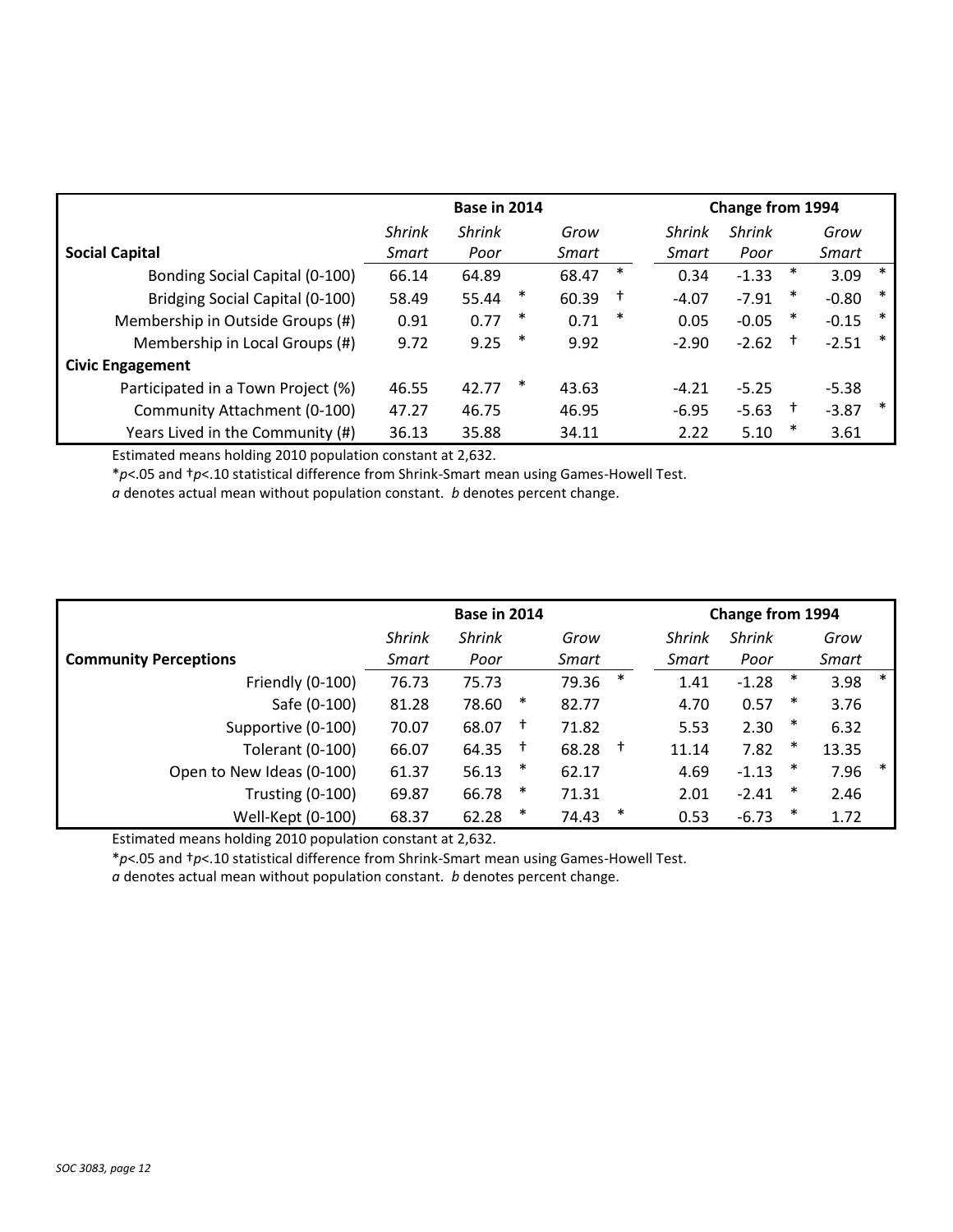| | Base in 2014 | | | | | Change from 1994 | | | | |
|---|---|---|---|---|---|---|---|---|---|---|
| **Social Capital** | *Shrink Smart* | *Shrink Poor* | | *Grow Smart* | | *Shrink Smart* | *Shrink Poor* | | *Grow Smart* | |
| Bonding Social Capital (0-100) | 66.14 | 64.89 | | 68.47 | * | 0.34 | -1.33 | * | 3.09 | * |
| Bridging Social Capital (0-100) | 58.49 | 55.44 | * | 60.39 | † | -4.07 | -7.91 | * | -0.80 | * |
| Membership in Outside Groups (#) | 0.91 | 0.77 | * | 0.71 | * | 0.05 | -0.05 | * | -0.15 | * |
| Membership in Local Groups (#) | 9.72 | 9.25 | * | 9.92 | | -2.90 | -2.62 | † | -2.51 | * |
| **Civic Engagement** | | | | | | | | | | |
| Participated in a Town Project (%) | 46.55 | 42.77 | * | 43.63 | | -4.21 | -5.25 | | -5.38 | |
| Community Attachment (0-100) | 47.27 | 46.75 | | 46.95 | | -6.95 | -5.63 | † | -3.87 | * |
| Years Lived in the Community (#) | 36.13 | 35.88 | | 34.11 | | 2.22 | 5.10 | * | 3.61 | |

Estimated means holding 2010 population constant at 2,632.

*$p$<.05 and †$p$<.10 statistical difference from Shrink-Smart mean using Games-Howell Test.

*a* denotes actual mean without population constant. *b* denotes percent change.

| | Base in 2014 | | | | | Change from 1994 | | | | |
|---|---|---|---|---|---|---|---|---|---|---|
| **Community Perceptions** | *Shrink Smart* | *Shrink Poor* | | *Grow Smart* | | *Shrink Smart* | *Shrink Poor* | | *Grow Smart* | |
| Friendly (0-100) | 76.73 | 75.73 | | 79.36 | * | 1.41 | -1.28 | * | 3.98 | * |
| Safe (0-100) | 81.28 | 78.60 | * | 82.77 | | 4.70 | 0.57 | * | 3.76 | |
| Supportive (0-100) | 70.07 | 68.07 | † | 71.82 | | 5.53 | 2.30 | * | 6.32 | |
| Tolerant (0-100) | 66.07 | 64.35 | † | 68.28 | † | 11.14 | 7.82 | * | 13.35 | |
| Open to New Ideas (0-100) | 61.37 | 56.13 | * | 62.17 | | 4.69 | -1.13 | * | 7.96 | * |
| Trusting (0-100) | 69.87 | 66.78 | * | 71.31 | | 2.01 | -2.41 | * | 2.46 | |
| Well-Kept (0-100) | 68.37 | 62.28 | * | 74.43 | * | 0.53 | -6.73 | * | 1.72 | |

Estimated means holding 2010 population constant at 2,632.

*$p$<.05 and †$p$<.10 statistical difference from Shrink-Smart mean using Games-Howell Test.

*a* denotes actual mean without population constant. *b* denotes percent change.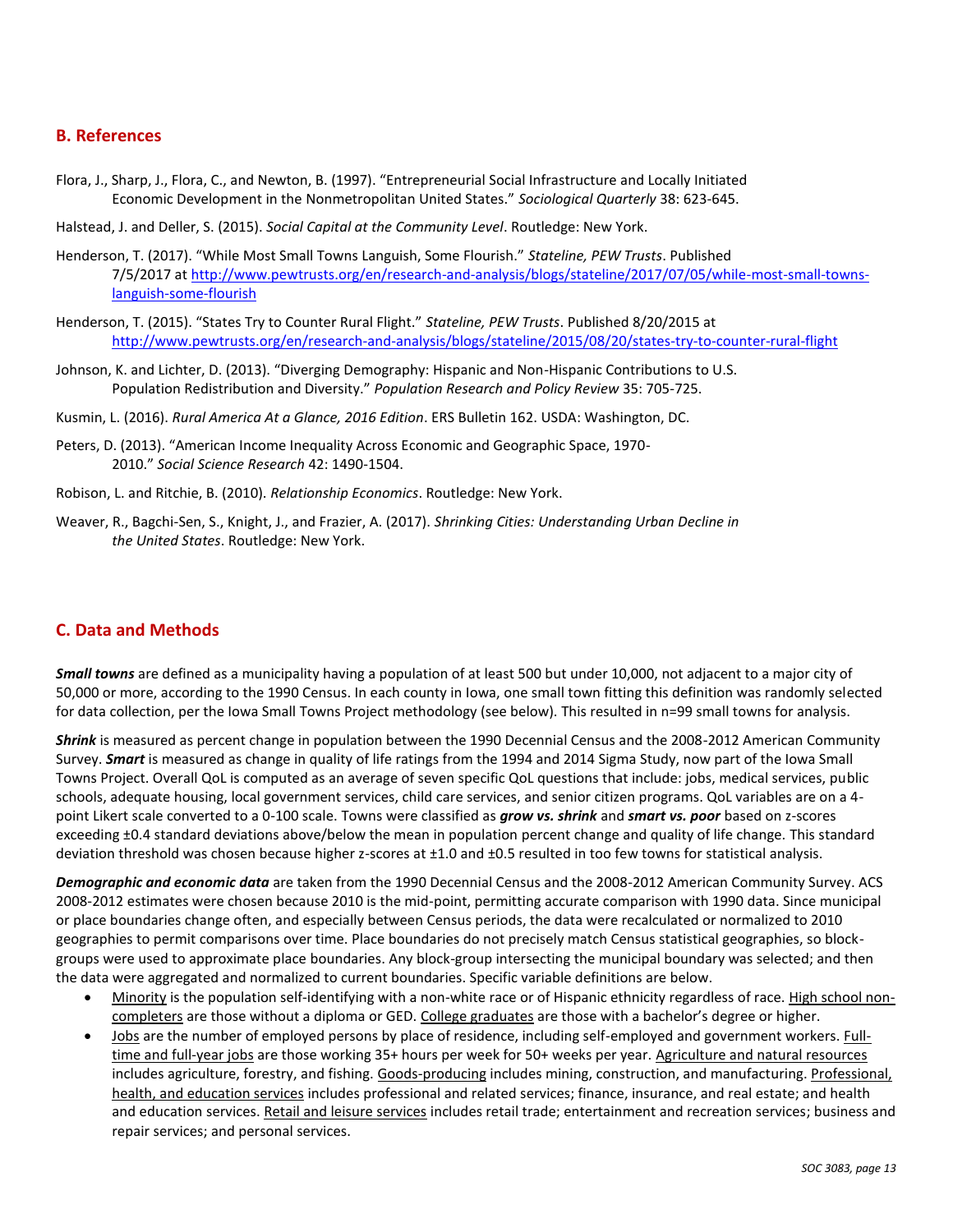## B. References

Flora, J., Sharp, J., Flora, C., and Newton, B. (1997). "Entrepreneurial Social Infrastructure and Locally Initiated Economic Development in the Nonmetropolitan United States." *Sociological Quarterly* 38: 623-645.

Halstead, J. and Deller, S. (2015). *Social Capital at the Community Level*. Routledge: New York.

Henderson, T. (2017). "While Most Small Towns Languish, Some Flourish." *Stateline, PEW Trusts*. Published 7/5/2017 at http://www.pewtrusts.org/en/research-and-analysis/blogs/stateline/2017/07/05/while-most-small-towns-languish-some-flourish

Henderson, T. (2015). "States Try to Counter Rural Flight." *Stateline, PEW Trusts*. Published 8/20/2015 at http://www.pewtrusts.org/en/research-and-analysis/blogs/stateline/2015/08/20/states-try-to-counter-rural-flight

Johnson, K. and Lichter, D. (2013). "Diverging Demography: Hispanic and Non-Hispanic Contributions to U.S. Population Redistribution and Diversity." *Population Research and Policy Review* 35: 705-725.

Kusmin, L. (2016). *Rural America At a Glance, 2016 Edition*. ERS Bulletin 162. USDA: Washington, DC.

Peters, D. (2013). "American Income Inequality Across Economic and Geographic Space, 1970-2010." *Social Science Research* 42: 1490-1504.

Robison, L. and Ritchie, B. (2010). *Relationship Economics*. Routledge: New York.

Weaver, R., Bagchi-Sen, S., Knight, J., and Frazier, A. (2017). *Shrinking Cities: Understanding Urban Decline in the United States*. Routledge: New York.

## C. Data and Methods

***Small towns*** are defined as a municipality having a population of at least 500 but under 10,000, not adjacent to a major city of 50,000 or more, according to the 1990 Census. In each county in Iowa, one small town fitting this definition was randomly selected for data collection, per the Iowa Small Towns Project methodology (see below). This resulted in n=99 small towns for analysis.

***Shrink*** is measured as percent change in population between the 1990 Decennial Census and the 2008-2012 American Community Survey. ***Smart*** is measured as change in quality of life ratings from the 1994 and 2014 Sigma Study, now part of the Iowa Small Towns Project. Overall QoL is computed as an average of seven specific QoL questions that include: jobs, medical services, public schools, adequate housing, local government services, child care services, and senior citizen programs. QoL variables are on a 4-point Likert scale converted to a 0-100 scale. Towns were classified as ***grow vs. shrink*** and ***smart vs. poor*** based on z-scores exceeding ±0.4 standard deviations above/below the mean in population percent change and quality of life change. This standard deviation threshold was chosen because higher z-scores at ±1.0 and ±0.5 resulted in too few towns for statistical analysis.

***Demographic and economic data*** are taken from the 1990 Decennial Census and the 2008-2012 American Community Survey. ACS 2008-2012 estimates were chosen because 2010 is the mid-point, permitting accurate comparison with 1990 data. Since municipal or place boundaries change often, and especially between Census periods, the data were recalculated or normalized to 2010 geographies to permit comparisons over time. Place boundaries do not precisely match Census statistical geographies, so block-groups were used to approximate place boundaries. Any block-group intersecting the municipal boundary was selected; and then the data were aggregated and normalized to current boundaries. Specific variable definitions are below.

- Minority is the population self-identifying with a non-white race or of Hispanic ethnicity regardless of race. High school non-completers are those without a diploma or GED. College graduates are those with a bachelor's degree or higher.
- Jobs are the number of employed persons by place of residence, including self-employed and government workers. Full-time and full-year jobs are those working 35+ hours per week for 50+ weeks per year. Agriculture and natural resources includes agriculture, forestry, and fishing. Goods-producing includes mining, construction, and manufacturing. Professional, health, and education services includes professional and related services; finance, insurance, and real estate; and health and education services. Retail and leisure services includes retail trade; entertainment and recreation services; business and repair services; and personal services.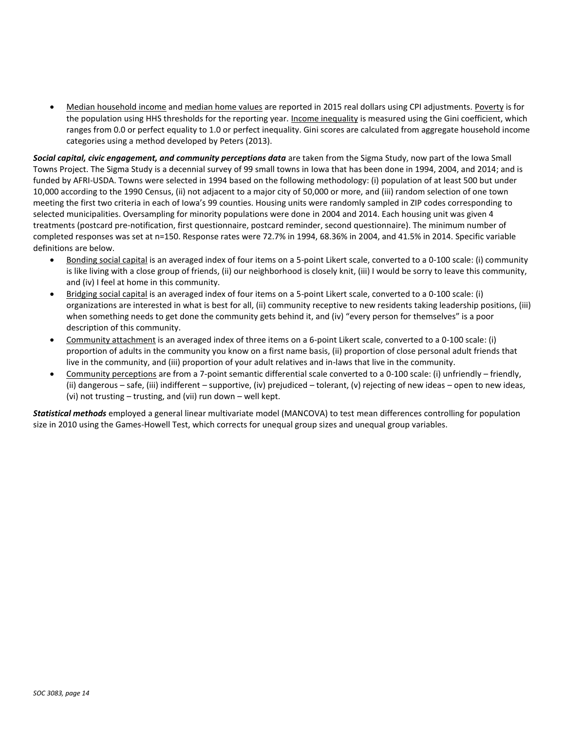- Median household income and median home values are reported in 2015 real dollars using CPI adjustments. Poverty is for the population using HHS thresholds for the reporting year. Income inequality is measured using the Gini coefficient, which ranges from 0.0 or perfect equality to 1.0 or perfect inequality. Gini scores are calculated from aggregate household income categories using a method developed by Peters (2013).

***Social capital, civic engagement, and community perceptions data*** are taken from the Sigma Study, now part of the Iowa Small Towns Project. The Sigma Study is a decennial survey of 99 small towns in Iowa that has been done in 1994, 2004, and 2014; and is funded by AFRI-USDA. Towns were selected in 1994 based on the following methodology: (i) population of at least 500 but under 10,000 according to the 1990 Census, (ii) not adjacent to a major city of 50,000 or more, and (iii) random selection of one town meeting the first two criteria in each of Iowa's 99 counties. Housing units were randomly sampled in ZIP codes corresponding to selected municipalities. Oversampling for minority populations were done in 2004 and 2014. Each housing unit was given 4 treatments (postcard pre-notification, first questionnaire, postcard reminder, second questionnaire). The minimum number of completed responses was set at n=150. Response rates were 72.7% in 1994, 68.36% in 2004, and 41.5% in 2014. Specific variable definitions are below.

- Bonding social capital is an averaged index of four items on a 5-point Likert scale, converted to a 0-100 scale: (i) community is like living with a close group of friends, (ii) our neighborhood is closely knit, (iii) I would be sorry to leave this community, and (iv) I feel at home in this community.
- Bridging social capital is an averaged index of four items on a 5-point Likert scale, converted to a 0-100 scale: (i) organizations are interested in what is best for all, (ii) community receptive to new residents taking leadership positions, (iii) when something needs to get done the community gets behind it, and (iv) "every person for themselves" is a poor description of this community.
- Community attachment is an averaged index of three items on a 6-point Likert scale, converted to a 0-100 scale: (i) proportion of adults in the community you know on a first name basis, (ii) proportion of close personal adult friends that live in the community, and (iii) proportion of your adult relatives and in-laws that live in the community.
- Community perceptions are from a 7-point semantic differential scale converted to a 0-100 scale: (i) unfriendly – friendly, (ii) dangerous – safe, (iii) indifferent – supportive, (iv) prejudiced – tolerant, (v) rejecting of new ideas – open to new ideas, (vi) not trusting – trusting, and (vii) run down – well kept.

***Statistical methods*** employed a general linear multivariate model (MANCOVA) to test mean differences controlling for population size in 2010 using the Games-Howell Test, which corrects for unequal group sizes and unequal group variables.